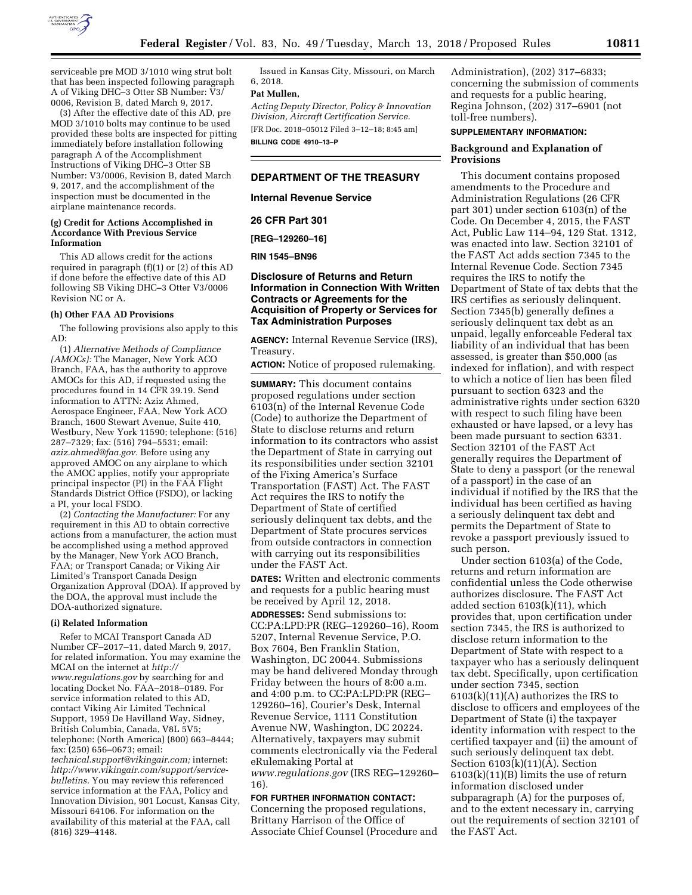serviceable pre MOD 3/1010 wing strut bolt that has been inspected following paragraph A of Viking DHC–3 Otter SB Number: V3/0006, Revision B, dated March 9, 2017.

(3) After the effective date of this AD, pre MOD 3/1010 bolts may continue to be used provided these bolts are inspected for pitting immediately before installation following paragraph A of the Accomplishment Instructions of Viking DHC–3 Otter SB Number: V3/0006, Revision B, dated March 9, 2017, and the accomplishment of the inspection must be documented in the airplane maintenance records.

#### (g) Credit for Actions Accomplished in Accordance With Previous Service Information

This AD allows credit for the actions required in paragraph (f)(1) or (2) of this AD if done before the effective date of this AD following SB Viking DHC–3 Otter V3/0006 Revision NC or A.

#### (h) Other FAA AD Provisions

The following provisions also apply to this AD:

(1) *Alternative Methods of Compliance (AMOCs):* The Manager, New York ACO Branch, FAA, has the authority to approve AMOCs for this AD, if requested using the procedures found in 14 CFR 39.19. Send information to ATTN: Aziz Ahmed, Aerospace Engineer, FAA, New York ACO Branch, 1600 Stewart Avenue, Suite 410, Westbury, New York 11590; telephone: (516) 287–7329; fax: (516) 794–5531; email: *aziz.ahmed@faa.gov.* Before using any approved AMOC on any airplane to which the AMOC applies, notify your appropriate principal inspector (PI) in the FAA Flight Standards District Office (FSDO), or lacking a PI, your local FSDO.

(2) *Contacting the Manufacturer:* For any requirement in this AD to obtain corrective actions from a manufacturer, the action must be accomplished using a method approved by the Manager, New York ACO Branch, FAA; or Transport Canada; or Viking Air Limited's Transport Canada Design Organization Approval (DOA). If approved by the DOA, the approval must include the DOA-authorized signature.

#### (i) Related Information

Refer to MCAI Transport Canada AD Number CF–2017–11, dated March 9, 2017, for related information. You may examine the MCAI on the internet at *http://www.regulations.gov* by searching for and locating Docket No. FAA–2018–0189. For service information related to this AD, contact Viking Air Limited Technical Support, 1959 De Havilland Way, Sidney, British Columbia, Canada, V8L 5V5; telephone: (North America) (800) 663–8444; fax: (250) 656–0673; email: *technical.support@vikingair.com;* internet: *http://www.vikingair.com/support/service-bulletins.* You may review this referenced service information at the FAA, Policy and Innovation Division, 901 Locust, Kansas City, Missouri 64106. For information on the availability of this material at the FAA, call (816) 329–4148.

Issued in Kansas City, Missouri, on March 6, 2018.

**Pat Mullen,**

*Acting Deputy Director, Policy & Innovation Division, Aircraft Certification Service.*

[FR Doc. 2018–05012 Filed 3–12–18; 8:45 am]

**BILLING CODE 4910–13–P**

---

## DEPARTMENT OF THE TREASURY

### Internal Revenue Service

### 26 CFR Part 301

**[REG–129260–16]**

**RIN 1545–BN96**

## Disclosure of Returns and Return Information in Connection With Written Contracts or Agreements for the Acquisition of Property or Services for Tax Administration Purposes

**AGENCY:** Internal Revenue Service (IRS), Treasury.

**ACTION:** Notice of proposed rulemaking.

**SUMMARY:** This document contains proposed regulations under section 6103(n) of the Internal Revenue Code (Code) to authorize the Department of State to disclose returns and return information to its contractors who assist the Department of State in carrying out its responsibilities under section 32101 of the Fixing America's Surface Transportation (FAST) Act. The FAST Act requires the IRS to notify the Department of State of certified seriously delinquent tax debts, and the Department of State procures services from outside contractors in connection with carrying out its responsibilities under the FAST Act.

**DATES:** Written and electronic comments and requests for a public hearing must be received by April 12, 2018.

**ADDRESSES:** Send submissions to: CC:PA:LPD:PR (REG–129260–16), Room 5207, Internal Revenue Service, P.O. Box 7604, Ben Franklin Station, Washington, DC 20044. Submissions may be hand delivered Monday through Friday between the hours of 8:00 a.m. and 4:00 p.m. to CC:PA:LPD:PR (REG–129260–16), Courier's Desk, Internal Revenue Service, 1111 Constitution Avenue NW, Washington, DC 20224. Alternatively, taxpayers may submit comments electronically via the Federal eRulemaking Portal at *www.regulations.gov* (IRS REG–129260–16).

**FOR FURTHER INFORMATION CONTACT:** Concerning the proposed regulations, Brittany Harrison of the Office of Associate Chief Counsel (Procedure and Administration), (202) 317–6833; concerning the submission of comments and requests for a public hearing, Regina Johnson, (202) 317–6901 (not toll-free numbers).

**SUPPLEMENTARY INFORMATION:**

### Background and Explanation of Provisions

This document contains proposed amendments to the Procedure and Administration Regulations (26 CFR part 301) under section 6103(n) of the Code. On December 4, 2015, the FAST Act, Public Law 114–94, 129 Stat. 1312, was enacted into law. Section 32101 of the FAST Act adds section 7345 to the Internal Revenue Code. Section 7345 requires the IRS to notify the Department of State of tax debts that the IRS certifies as seriously delinquent. Section 7345(b) generally defines a seriously delinquent tax debt as an unpaid, legally enforceable Federal tax liability of an individual that has been assessed, is greater than $50,000 (as indexed for inflation), and with respect to which a notice of lien has been filed pursuant to section 6323 and the administrative rights under section 6320 with respect to such filing have been exhausted or have lapsed, or a levy has been made pursuant to section 6331. Section 32101 of the FAST Act generally requires the Department of State to deny a passport (or the renewal of a passport) in the case of an individual if notified by the IRS that the individual has been certified as having a seriously delinquent tax debt and permits the Department of State to revoke a passport previously issued to such person.

Under section 6103(a) of the Code, returns and return information are confidential unless the Code otherwise authorizes disclosure. The FAST Act added section 6103(k)(11), which provides that, upon certification under section 7345, the IRS is authorized to disclose return information to the Department of State with respect to a taxpayer who has a seriously delinquent tax debt. Specifically, upon certification under section 7345, section 6103(k)(11)(A) authorizes the IRS to disclose to officers and employees of the Department of State (i) the taxpayer identity information with respect to the certified taxpayer and (ii) the amount of such seriously delinquent tax debt. Section 6103(k)(11)(A). Section 6103(k)(11)(B) limits the use of return information disclosed under subparagraph (A) for the purposes of, and to the extent necessary in, carrying out the requirements of section 32101 of the FAST Act.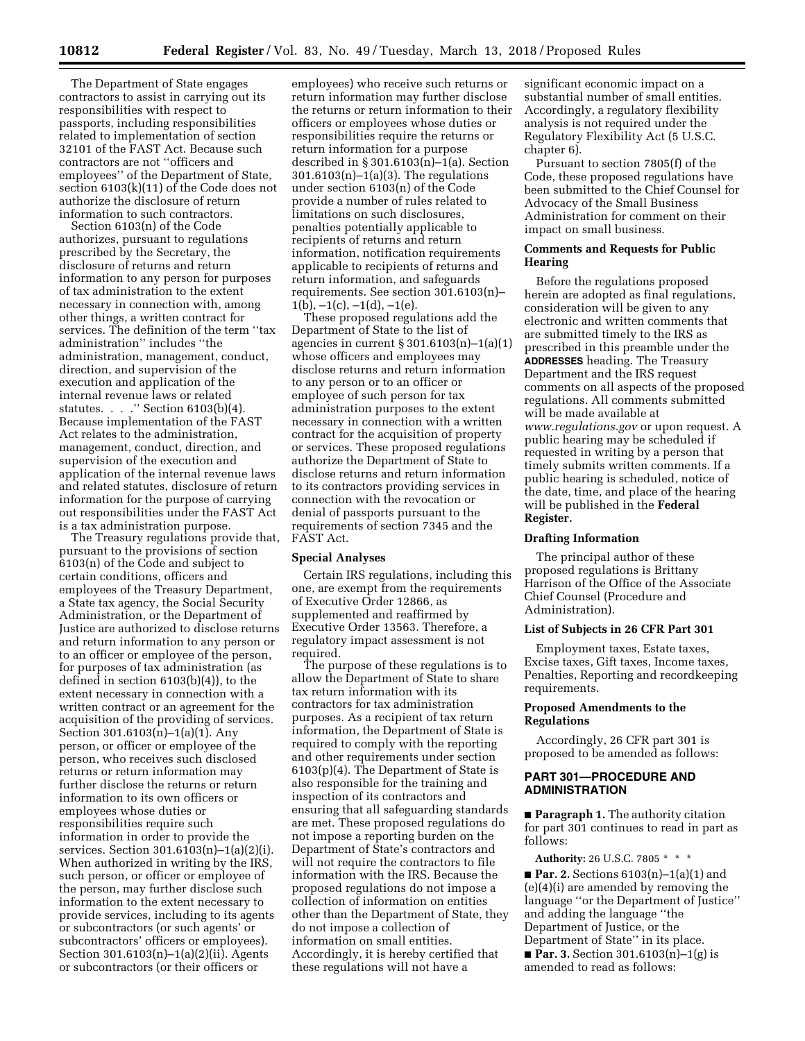The Department of State engages contractors to assist in carrying out its responsibilities with respect to passports, including responsibilities related to implementation of section 32101 of the FAST Act. Because such contractors are not ''officers and employees'' of the Department of State, section 6103(k)(11) of the Code does not authorize the disclosure of return information to such contractors.

Section 6103(n) of the Code authorizes, pursuant to regulations prescribed by the Secretary, the disclosure of returns and return information to any person for purposes of tax administration to the extent necessary in connection with, among other things, a written contract for services. The definition of the term ''tax administration'' includes ''the administration, management, conduct, direction, and supervision of the execution and application of the internal revenue laws or related statutes. . . .'' Section 6103(b)(4). Because implementation of the FAST Act relates to the administration, management, conduct, direction, and supervision of the execution and application of the internal revenue laws and related statutes, disclosure of return information for the purpose of carrying out responsibilities under the FAST Act is a tax administration purpose.

The Treasury regulations provide that, pursuant to the provisions of section 6103(n) of the Code and subject to certain conditions, officers and employees of the Treasury Department, a State tax agency, the Social Security Administration, or the Department of Justice are authorized to disclose returns and return information to any person or to an officer or employee of the person, for purposes of tax administration (as defined in section 6103(b)(4)), to the extent necessary in connection with a written contract or an agreement for the acquisition of the providing of services. Section 301.6103(n)–1(a)(1). Any person, or officer or employee of the person, who receives such disclosed returns or return information may further disclose the returns or return information to its own officers or employees whose duties or responsibilities require such information in order to provide the services. Section 301.6103(n)–1(a)(2)(i). When authorized in writing by the IRS, such person, or officer or employee of the person, may further disclose such information to the extent necessary to provide services, including to its agents or subcontractors (or such agents' or subcontractors' officers or employees). Section 301.6103(n)–1(a)(2)(ii). Agents or subcontractors (or their officers or employees) who receive such returns or return information may further disclose the returns or return information to their officers or employees whose duties or responsibilities require the returns or return information for a purpose described in § 301.6103(n)–1(a). Section 301.6103(n)–1(a)(3). The regulations under section 6103(n) of the Code provide a number of rules related to limitations on such disclosures, penalties potentially applicable to recipients of returns and return information, notification requirements applicable to recipients of returns and return information, and safeguards requirements. See section 301.6103(n)–1(b), –1(c), –1(d), –1(e).

These proposed regulations add the Department of State to the list of agencies in current § 301.6103(n)–1(a)(1) whose officers and employees may disclose returns and return information to any person or to an officer or employee of such person for tax administration purposes to the extent necessary in connection with a written contract for the acquisition of property or services. These proposed regulations authorize the Department of State to disclose returns and return information to its contractors providing services in connection with the revocation or denial of passports pursuant to the requirements of section 7345 and the FAST Act.

## Special Analyses

Certain IRS regulations, including this one, are exempt from the requirements of Executive Order 12866, as supplemented and reaffirmed by Executive Order 13563. Therefore, a regulatory impact assessment is not required.

The purpose of these regulations is to allow the Department of State to share tax return information with its contractors for tax administration purposes. As a recipient of tax return information, the Department of State is required to comply with the reporting and other requirements under section 6103(p)(4). The Department of State is also responsible for the training and inspection of its contractors and ensuring that all safeguarding standards are met. These proposed regulations do not impose a reporting burden on the Department of State's contractors and will not require the contractors to file information with the IRS. Because the proposed regulations do not impose a collection of information on entities other than the Department of State, they do not impose a collection of information on small entities. Accordingly, it is hereby certified that these regulations will not have a significant economic impact on a substantial number of small entities. Accordingly, a regulatory flexibility analysis is not required under the Regulatory Flexibility Act (5 U.S.C. chapter 6).

Pursuant to section 7805(f) of the Code, these proposed regulations have been submitted to the Chief Counsel for Advocacy of the Small Business Administration for comment on their impact on small business.

## Comments and Requests for Public Hearing

Before the regulations proposed herein are adopted as final regulations, consideration will be given to any electronic and written comments that are submitted timely to the IRS as prescribed in this preamble under the **ADDRESSES** heading. The Treasury Department and the IRS request comments on all aspects of the proposed regulations. All comments submitted will be made available at *www.regulations.gov* or upon request. A public hearing may be scheduled if requested in writing by a person that timely submits written comments. If a public hearing is scheduled, notice of the date, time, and place of the hearing will be published in the **Federal Register.**

## Drafting Information

The principal author of these proposed regulations is Brittany Harrison of the Office of the Associate Chief Counsel (Procedure and Administration).

## List of Subjects in 26 CFR Part 301

Employment taxes, Estate taxes, Excise taxes, Gift taxes, Income taxes, Penalties, Reporting and recordkeeping requirements.

## Proposed Amendments to the Regulations

Accordingly, 26 CFR part 301 is proposed to be amended as follows:

## PART 301—PROCEDURE AND ADMINISTRATION

■ **Paragraph 1.** The authority citation for part 301 continues to read in part as follows:

**Authority:** 26 U.S.C. 7805 * * *

■ **Par. 2.** Sections 6103(n)–1(a)(1) and (e)(4)(i) are amended by removing the language ''or the Department of Justice'' and adding the language ''the Department of Justice, or the Department of State'' in its place.

■ **Par. 3.** Section 301.6103(n)–1(g) is amended to read as follows: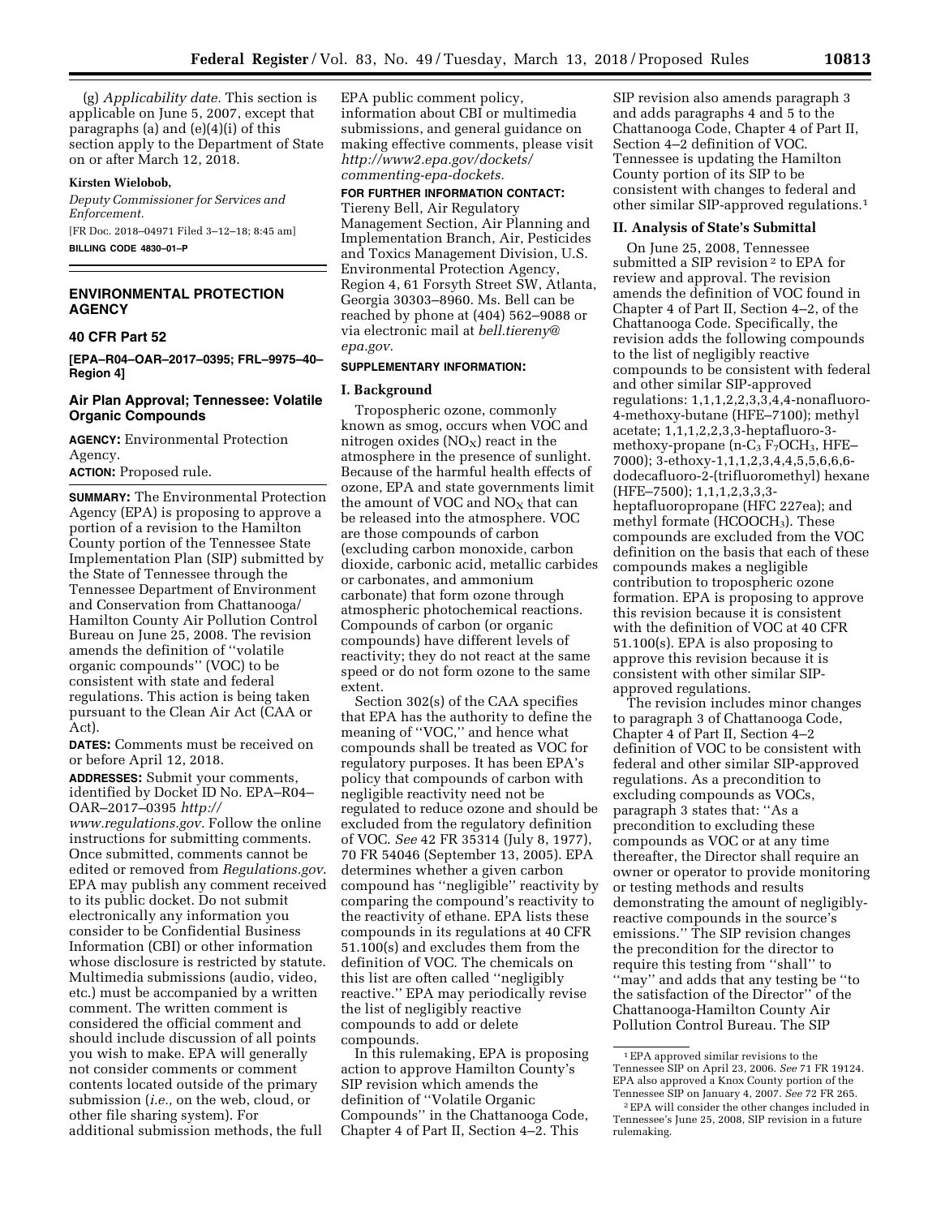(g) *Applicability date.* This section is applicable on June 5, 2007, except that paragraphs (a) and (e)(4)(i) of this section apply to the Department of State on or after March 12, 2018.

**Kirsten Wielobob,**

*Deputy Commissioner for Services and Enforcement.*

[FR Doc. 2018–04971 Filed 3–12–18; 8:45 am]

**BILLING CODE 4830–01–P**

---

## ENVIRONMENTAL PROTECTION AGENCY

### 40 CFR Part 52

**[EPA–R04–OAR–2017–0395; FRL–9975–40–Region 4]**

### Air Plan Approval; Tennessee: Volatile Organic Compounds

**AGENCY:** Environmental Protection Agency.

**ACTION:** Proposed rule.

**SUMMARY:** The Environmental Protection Agency (EPA) is proposing to approve a portion of a revision to the Hamilton County portion of the Tennessee State Implementation Plan (SIP) submitted by the State of Tennessee through the Tennessee Department of Environment and Conservation from Chattanooga/Hamilton County Air Pollution Control Bureau on June 25, 2008. The revision amends the definition of ''volatile organic compounds'' (VOC) to be consistent with state and federal regulations. This action is being taken pursuant to the Clean Air Act (CAA or Act).

**DATES:** Comments must be received on or before April 12, 2018.

**ADDRESSES:** Submit your comments, identified by Docket ID No. EPA–R04–OAR–2017–0395 *http://www.regulations.gov.* Follow the online instructions for submitting comments. Once submitted, comments cannot be edited or removed from *Regulations.gov*. EPA may publish any comment received to its public docket. Do not submit electronically any information you consider to be Confidential Business Information (CBI) or other information whose disclosure is restricted by statute. Multimedia submissions (audio, video, etc.) must be accompanied by a written comment. The written comment is considered the official comment and should include discussion of all points you wish to make. EPA will generally not consider comments or comment contents located outside of the primary submission (*i.e.,* on the web, cloud, or other file sharing system). For additional submission methods, the full EPA public comment policy, information about CBI or multimedia submissions, and general guidance on making effective comments, please visit *http://www2.epa.gov/dockets/commenting-epa-dockets.*

**FOR FURTHER INFORMATION CONTACT:** Tiereny Bell, Air Regulatory Management Section, Air Planning and Implementation Branch, Air, Pesticides and Toxics Management Division, U.S. Environmental Protection Agency, Region 4, 61 Forsyth Street SW, Atlanta, Georgia 30303–8960. Ms. Bell can be reached by phone at (404) 562–9088 or via electronic mail at *bell.tiereny@epa.gov.*

**SUPPLEMENTARY INFORMATION:**

#### I. Background

Tropospheric ozone, commonly known as smog, occurs when VOC and nitrogen oxides ($NO_X$) react in the atmosphere in the presence of sunlight. Because of the harmful health effects of ozone, EPA and state governments limit the amount of VOC and $NO_X$ that can be released into the atmosphere. VOC are those compounds of carbon (excluding carbon monoxide, carbon dioxide, carbonic acid, metallic carbides or carbonates, and ammonium carbonate) that form ozone through atmospheric photochemical reactions. Compounds of carbon (or organic compounds) have different levels of reactivity; they do not react at the same speed or do not form ozone to the same extent.

Section 302(s) of the CAA specifies that EPA has the authority to define the meaning of ''VOC,'' and hence what compounds shall be treated as VOC for regulatory purposes. It has been EPA's policy that compounds of carbon with negligible reactivity need not be regulated to reduce ozone and should be excluded from the regulatory definition of VOC. *See* 42 FR 35314 (July 8, 1977), 70 FR 54046 (September 13, 2005). EPA determines whether a given carbon compound has ''negligible'' reactivity by comparing the compound's reactivity to the reactivity of ethane. EPA lists these compounds in its regulations at 40 CFR 51.100(s) and excludes them from the definition of VOC. The chemicals on this list are often called ''negligibly reactive.'' EPA may periodically revise the list of negligibly reactive compounds to add or delete compounds.

In this rulemaking, EPA is proposing action to approve Hamilton County's SIP revision which amends the definition of ''Volatile Organic Compounds'' in the Chattanooga Code, Chapter 4 of Part II, Section 4–2. This SIP revision also amends paragraph 3 and adds paragraphs 4 and 5 to the Chattanooga Code, Chapter 4 of Part II, Section 4–2 definition of VOC. Tennessee is updating the Hamilton County portion of its SIP to be consistent with changes to federal and other similar SIP-approved regulations.[1]

#### II. Analysis of State's Submittal

On June 25, 2008, Tennessee submitted a SIP revision[2] to EPA for review and approval. The revision amends the definition of VOC found in Chapter 4 of Part II, Section 4–2, of the Chattanooga Code. Specifically, the revision adds the following compounds to the list of negligibly reactive compounds to be consistent with federal and other similar SIP-approved regulations: 1,1,1,2,2,3,3,4,4-nonafluoro-4-methoxy-butane (HFE–7100); methyl acetate; 1,1,1,2,2,3,3-heptafluoro-3-methoxy-propane (n-$C_3F_7OCH_3$, HFE–7000); 3-ethoxy-1,1,1,2,3,4,4,5,5,6,6,6-dodecafluoro-2-(trifluoromethyl) hexane (HFE–7500); 1,1,1,2,3,3,3-heptafluoropropane (HFC 227ea); and methyl formate ($HCOOCH_3$). These compounds are excluded from the VOC definition on the basis that each of these compounds makes a negligible contribution to tropospheric ozone formation. EPA is proposing to approve this revision because it is consistent with the definition of VOC at 40 CFR 51.100(s). EPA is also proposing to approve this revision because it is consistent with other similar SIP-approved regulations.

The revision includes minor changes to paragraph 3 of Chattanooga Code, Chapter 4 of Part II, Section 4–2 definition of VOC to be consistent with federal and other similar SIP-approved regulations. As a precondition to excluding compounds as VOCs, paragraph 3 states that: ''As a precondition to excluding these compounds as VOC or at any time thereafter, the Director shall require an owner or operator to provide monitoring or testing methods and results demonstrating the amount of negligibly-reactive compounds in the source's emissions.'' The SIP revision changes the precondition for the director to require this testing from ''shall'' to ''may'' and adds that any testing be ''to the satisfaction of the Director'' of the Chattanooga-Hamilton County Air Pollution Control Bureau. The SIP

---

[1] EPA approved similar revisions to the Tennessee SIP on April 23, 2006. *See* 71 FR 19124. EPA also approved a Knox County portion of the Tennessee SIP on January 4, 2007. *See* 72 FR 265.

[2] EPA will consider the other changes included in Tennessee's June 25, 2008, SIP revision in a future rulemaking.